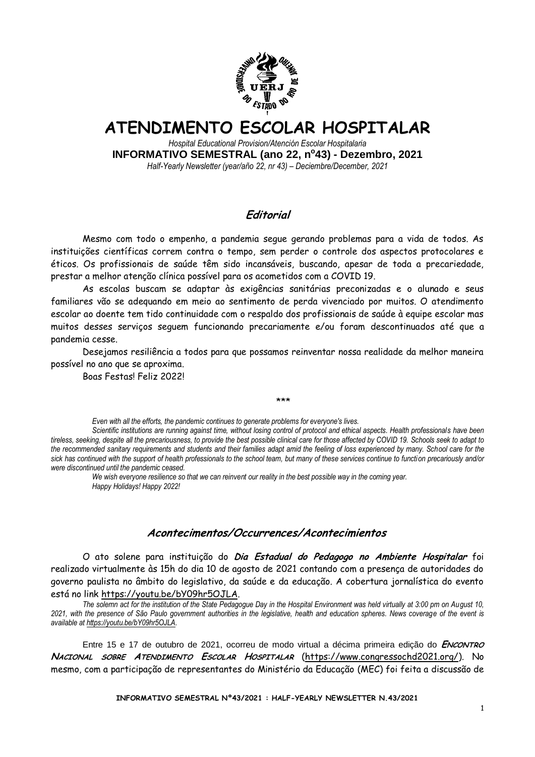# ATENDIMENTO ESCOLAR HOSPITALAR

*Hospital Educational Provision/Atención Escolar Hospitalaria*

**INFORMATIVO SEMESTRAL (ano 22, nº43) - Dezembro, 2021**

*Half-Yearly Newsletter (year/año 22, nr 43) – Deciembre/December, 2021*

## *Editorial*

Mesmo com todo o empenho, a pandemia segue gerando problemas para a vida de todos. As instituições científicas correm contra o tempo, sem perder o controle dos aspectos protocolares e éticos. Os profissionais de saúde têm sido incansáveis, buscando, apesar de toda a precariedade, prestar a melhor atenção clínica possível para os acometidos com a COVID 19.

As escolas buscam se adaptar às exigências sanitárias preconizadas e o alunado e seus familiares vão se adequando em meio ao sentimento de perda vivenciado por muitos. O atendimento escolar ao doente tem tido continuidade com o respaldo dos profissionais de saúde à equipe escolar mas muitos desses serviços seguem funcionando precariamente e/ou foram descontinuados até que a pandemia cesse.

Desejamos resiliência a todos para que possamos reinventar nossa realidade da melhor maneira possível no ano que se aproxima.

Boas Festas! Feliz 2022!

\*\*\*

*Even with all the efforts, the pandemic continues to generate problems for everyone's lives.*

*Scientific institutions are running against time, without losing control of protocol and ethical aspects. Health professionals have been tireless, seeking, despite all the precariousness, to provide the best possible clinical care for those affected by COVID 19. Schools seek to adapt to the recommended sanitary requirements and students and their families adapt amid the feeling of loss experienced by many. School care for the sick has continued with the support of health professionals to the school team, but many of these services continue to function precariously and/or were discontinued until the pandemic ceased.*

*We wish everyone resilience so that we can reinvent our reality in the best possible way in the coming year.*

*Happy Holidays! Happy 2022!*

## *Acontecimentos/Occurrences/Acontecimientos*

O ato solene para instituição do ***Dia Estadual do Pedagogo no Ambiente Hospitalar*** foi realizado virtualmente às 15h do dia 10 de agosto de 2021 contando com a presença de autoridades do governo paulista no âmbito do legislativo, da saúde e da educação. A cobertura jornalística do evento está no link https://youtu.be/bY09hr5OJLA.

*The solemn act for the institution of the State Pedagogue Day in the Hospital Environment was held virtually at 3:00 pm on August 10, 2021, with the presence of São Paulo government authorities in the legislative, health and education spheres. News coverage of the event is available at https://youtu.be/bY09hr5OJLA.*

Entre 15 e 17 de outubro de 2021, ocorreu de modo virtual a décima primeira edição do ***Encontro Nacional sobre Atendimento Escolar Hospitalar*** (https://www.congressochd2021.org/). No mesmo, com a participação de representantes do Ministério da Educação (MEC) foi feita a discussão de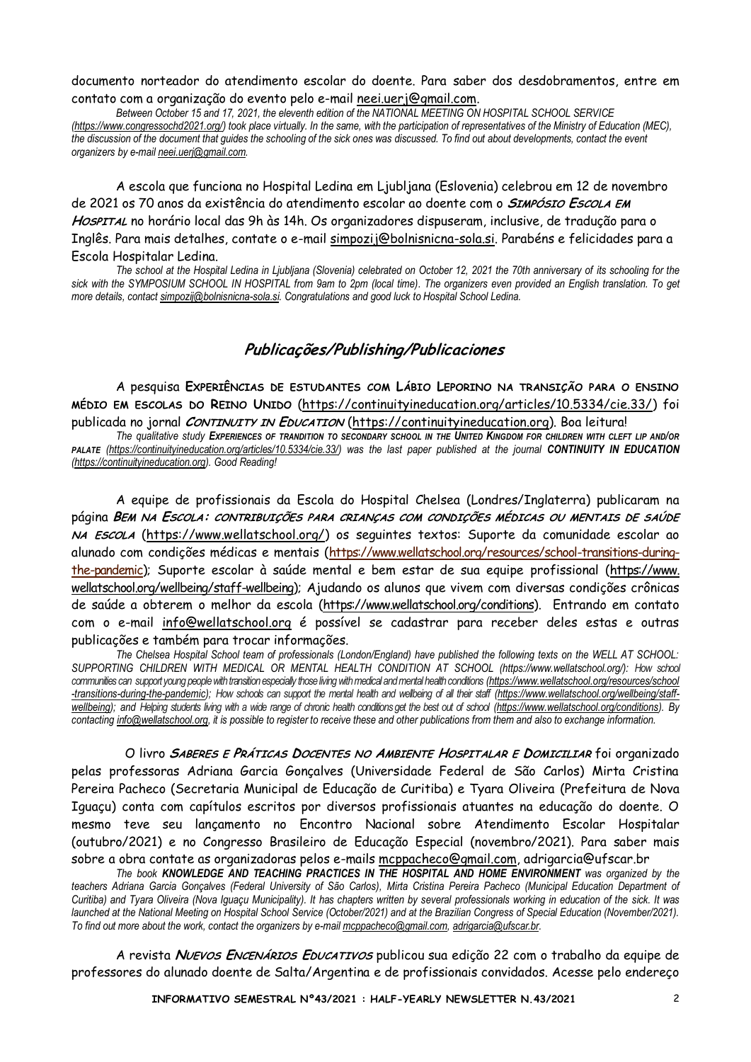documento norteador do atendimento escolar do doente. Para saber dos desdobramentos, entre em contato com a organização do evento pelo e-mail neei.uerj@gmail.com.

*Between October 15 and 17, 2021, the eleventh edition of the NATIONAL MEETING ON HOSPITAL SCHOOL SERVICE (https://www.congressochd2021.org/) took place virtually. In the same, with the participation of representatives of the Ministry of Education (MEC), the discussion of the document that guides the schooling of the sick ones was discussed. To find out about developments, contact the event organizers by e-mail neei.uerj@gmail.com.*

A escola que funciona no Hospital Ledina em Ljubljana (Eslovenia) celebrou em 12 de novembro de 2021 os 70 anos da existência do atendimento escolar ao doente com o ***Simpósio Escola em Hospital*** no horário local das 9h às 14h. Os organizadores dispuseram, inclusive, de tradução para o Inglês. Para mais detalhes, contate o e-mail simpozij@bolnisnicna-sola.si. Parabéns e felicidades para a Escola Hospitalar Ledina.

*The school at the Hospital Ledina in Ljubljana (Slovenia) celebrated on October 12, 2021 the 70th anniversary of its schooling for the sick with the SYMPOSIUM SCHOOL IN HOSPITAL from 9am to 2pm (local time). The organizers even provided an English translation. To get more details, contact simpozij@bolnisnicna-sola.si. Congratulations and good luck to Hospital School Ledina.*

## Publicações/Publishing/Publicaciones

A pesquisa **Experiências de estudantes com Lábio Leporino na transição para o ensino médio em escolas do Reino Unido** (https://continuityineducation.org/articles/10.5334/cie.33/) foi publicada no jornal ***Continuity in Education*** (https://continuityineducation.org). Boa leitura!

*The qualitative study **Experiences of trandition to secondary school in the United Kingdom for children with cleft lip and/or palate** (https://continuityineducation.org/articles/10.5334/cie.33/) was the last paper published at the journal **CONTINUITY IN EDUCATION** (https://continuityineducation.org). Good Reading!*

A equipe de profissionais da Escola do Hospital Chelsea (Londres/Inglaterra) publicaram na página ***Bem na Escola: contribuições para crianças com condições médicas ou mentais de saúde na escola*** (https://www.wellatschool.org/) os seguintes textos: Suporte da comunidade escolar ao alunado com condições médicas e mentais (https://www.wellatschool.org/resources/school-transitions-during-the-pandemic); Suporte escolar à saúde mental e bem estar de sua equipe profissional (https://www.wellatschool.org/wellbeing/staff-wellbeing); Ajudando os alunos que vivem com diversas condições crônicas de saúde a obterem o melhor da escola (https://www.wellatschool.org/conditions). Entrando em contato com o e-mail info@wellatschool.org é possível se cadastrar para receber deles estas e outras publicações e também para trocar informações.

*The Chelsea Hospital School team of professionals (London/England) have published the following texts on the WELL AT SCHOOL: SUPPORTING CHILDREN WITH MEDICAL OR MENTAL HEALTH CONDITION AT SCHOOL (https://www.wellatschool.org/): How school communities can support young people with transition especially those living with medical and mental health conditions (https://www.wellatschool.org/resources/school-transitions-during-the-pandemic); How schools can support the mental health and wellbeing of all their staff (https://www.wellatschool.org/wellbeing/staff-wellbeing); and Helping students living with a wide range of chronic health conditions get the best out of school (https://www.wellatschool.org/conditions). By contacting info@wellatschool.org, it is possible to register to receive these and other publications from them and also to exchange information.*

O livro ***Saberes e Práticas Docentes no Ambiente Hospitalar e Domiciliar*** foi organizado pelas professoras Adriana Garcia Gonçalves (Universidade Federal de São Carlos) Mirta Cristina Pereira Pacheco (Secretaria Municipal de Educação de Curitiba) e Tyara Oliveira (Prefeitura de Nova Iguaçu) conta com capítulos escritos por diversos profissionais atuantes na educação do doente. O mesmo teve seu lançamento no Encontro Nacional sobre Atendimento Escolar Hospitalar (outubro/2021) e no Congresso Brasileiro de Educação Especial (novembro/2021). Para saber mais sobre a obra contate as organizadoras pelos e-mails mcppacheco@gmail.com, adrigarcia@ufscar.br

*The book **KNOWLEDGE AND TEACHING PRACTICES IN THE HOSPITAL AND HOME ENVIRONMENT** was organized by the teachers Adriana Garcia Gonçalves (Federal University of São Carlos), Mirta Cristina Pereira Pacheco (Municipal Education Department of Curitiba) and Tyara Oliveira (Nova Iguaçu Municipality). It has chapters written by several professionals working in education of the sick. It was launched at the National Meeting on Hospital School Service (October/2021) and at the Brazilian Congress of Special Education (November/2021). To find out more about the work, contact the organizers by e-mail mcppacheco@gmail.com, adrigarcia@ufscar.br.*

A revista ***Nuevos Encenários Educativos*** publicou sua edição 22 com o trabalho da equipe de professores do alunado doente de Salta/Argentina e de profissionais convidados. Acesse pelo endereço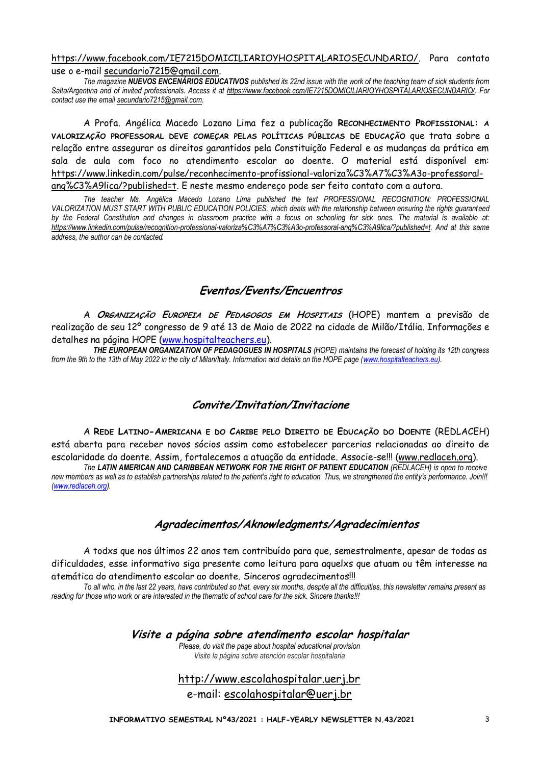https://www.facebook.com/IE7215DOMICILIARIOYHOSPITALARIOSECUNDARIO/. Para contato use o e-mail secundario7215@gmail.com.

*The magazine **NUEVOS ENCENÁRIOS EDUCATIVOS** published its 22nd issue with the work of the teaching team of sick students from Salta/Argentina and of invited professionals. Access it at https://www.facebook.com/IE7215DOMICILIARIOYHOSPITALARIOSECUNDARIO/. For contact use the email secundario7215@gmail.com.*

A Profa. Angélica Macedo Lozano Lima fez a publicação **RECONHECIMENTO PROFISSIONAL: A VALORIZAÇÃO PROFESSORAL DEVE COMEÇAR PELAS POLÍTICAS PÚBLICAS DE EDUCAÇÃO** que trata sobre a relação entre assegurar os direitos garantidos pela Constituição Federal e as mudanças da prática em sala de aula com foco no atendimento escolar ao doente. O material está disponível em: https://www.linkedin.com/pulse/reconhecimento-profissional-valoriza%C3%A7%C3%A3o-professoral-ang%C3%A9lica/?published=t. E neste mesmo endereço pode ser feito contato com a autora.

*The teacher Ms. Angélica Macedo Lozano Lima published the text PROFESSIONAL RECOGNITION: PROFESSIONAL VALORIZATION MUST START WITH PUBLIC EDUCATION POLICIES, which deals with the relationship between ensuring the rights guaranteed by the Federal Constitution and changes in classroom practice with a focus on schooling for sick ones. The material is available at: https://www.linkedin.com/pulse/recognition-professional-valoriza%C3%A7%C3%A3o-professoral-ang%C3%A9lica/?published=t. And at this same address, the author can be contacted.*

## *Eventos/Events/Encuentros*

A *ORGANIZAÇÃO EUROPEIA DE PEDAGOGOS EM HOSPITAIS* (HOPE) mantem a previsão de realização de seu 12º congresso de 9 até 13 de Maio de 2022 na cidade de Milão/Itália. Informações e detalhes na página HOPE (www.hospitalteachers.eu).

***THE EUROPEAN ORGANIZATION OF PEDAGOGUES IN HOSPITALS** (HOPE) maintains the forecast of holding its 12th congress from the 9th to the 13th of May 2022 in the city of Milan/Italy. Information and details on the HOPE page (www.hospitalteachers.eu).*

## *Convite/Invitation/Invitacione*

A **REDE LATINO-AMERICANA E DO CARIBE PELO DIREITO DE EDUCAÇÃO DO DOENTE** (REDLACEH) está aberta para receber novos sócios assim como estabelecer parcerias relacionadas ao direito de escolaridade do doente. Assim, fortalecemos a atuação da entidade. Associe-se!!! (www.redlaceh.org).

*The **LATIN AMERICAN AND CARIBBEAN NETWORK FOR THE RIGHT OF PATIENT EDUCATION** (REDLACEH) is open to receive new members as well as to establish partnerships related to the patient's right to education. Thus, we strengthened the entity's performance. Join!!! (www.redlaceh.org).*

## *Agradecimentos/Aknowledgments/Agradecimientos*

A todxs que nos últimos 22 anos tem contribuído para que, semestralmente, apesar de todas as dificuldades, esse informativo siga presente como leitura para aquelxs que atuam ou têm interesse na atemática do atendimento escolar ao doente. Sinceros agradecimentos!!!

*To all who, in the last 22 years, have contributed so that, every six months, despite all the difficulties, this newsletter remains present as reading for those who work or are interested in the thematic of school care for the sick. Sincere thanks!!!*

## *Visite a página sobre atendimento escolar hospitalar*

*Please, do visit the page about hospital educational provision*

*Visite la página sobre atención escolar hospitalaria*

http://www.escolahospitalar.uerj.br

e-mail: escolahospitalar@uerj.br